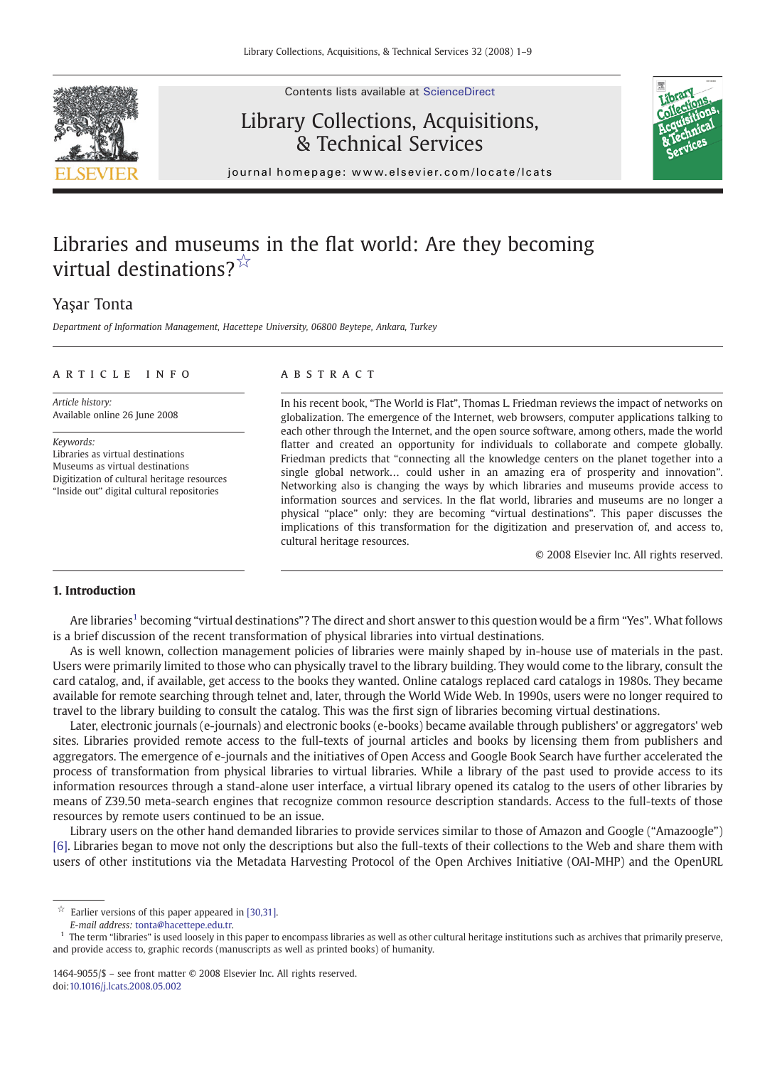# Libraries and museums in the flat world: Are they becoming virtual destinations?☆

Yaşar Tonta

*Department of Information Management, Hacettepe University, 06800 Beytepe, Ankara, Turkey*

## ARTICLE INFO

*Article history:*
Available online 26 June 2008

*Keywords:*
Libraries as virtual destinations
Museums as virtual destinations
Digitization of cultural heritage resources
"Inside out" digital cultural repositories

## ABSTRACT

In his recent book, "The World is Flat", Thomas L. Friedman reviews the impact of networks on globalization. The emergence of the Internet, web browsers, computer applications talking to each other through the Internet, and the open source software, among others, made the world flatter and created an opportunity for individuals to collaborate and compete globally. Friedman predicts that "connecting all the knowledge centers on the planet together into a single global network… could usher in an amazing era of prosperity and innovation". Networking also is changing the ways by which libraries and museums provide access to information sources and services. In the flat world, libraries and museums are no longer a physical "place" only: they are becoming "virtual destinations". This paper discusses the implications of this transformation for the digitization and preservation of, and access to, cultural heritage resources.

© 2008 Elsevier Inc. All rights reserved.

## 1. Introduction

Are libraries[1] becoming "virtual destinations"? The direct and short answer to this question would be a firm "Yes". What follows is a brief discussion of the recent transformation of physical libraries into virtual destinations.

As is well known, collection management policies of libraries were mainly shaped by in-house use of materials in the past. Users were primarily limited to those who can physically travel to the library building. They would come to the library, consult the card catalog, and, if available, get access to the books they wanted. Online catalogs replaced card catalogs in 1980s. They became available for remote searching through telnet and, later, through the World Wide Web. In 1990s, users were no longer required to travel to the library building to consult the catalog. This was the first sign of libraries becoming virtual destinations.

Later, electronic journals (e-journals) and electronic books (e-books) became available through publishers' or aggregators' web sites. Libraries provided remote access to the full-texts of journal articles and books by licensing them from publishers and aggregators. The emergence of e-journals and the initiatives of Open Access and Google Book Search have further accelerated the process of transformation from physical libraries to virtual libraries. While a library of the past used to provide access to its information resources through a stand-alone user interface, a virtual library opened its catalog to the users of other libraries by means of Z39.50 meta-search engines that recognize common resource description standards. Access to the full-texts of those resources by remote users continued to be an issue.

Library users on the other hand demanded libraries to provide services similar to those of Amazon and Google ("Amazoogle") [6]. Libraries began to move not only the descriptions but also the full-texts of their collections to the Web and share them with users of other institutions via the Metadata Harvesting Protocol of the Open Archives Initiative (OAI-MHP) and the OpenURL

---

☆ Earlier versions of this paper appeared in [30,31].

*E-mail address:* tonta@hacettepe.edu.tr.

[1] The term "libraries" is used loosely in this paper to encompass libraries as well as other cultural heritage institutions such as archives that primarily preserve, and provide access to, graphic records (manuscripts as well as printed books) of humanity.

1464-9055/$ – see front matter © 2008 Elsevier Inc. All rights reserved.
doi:10.1016/j.lcats.2008.05.002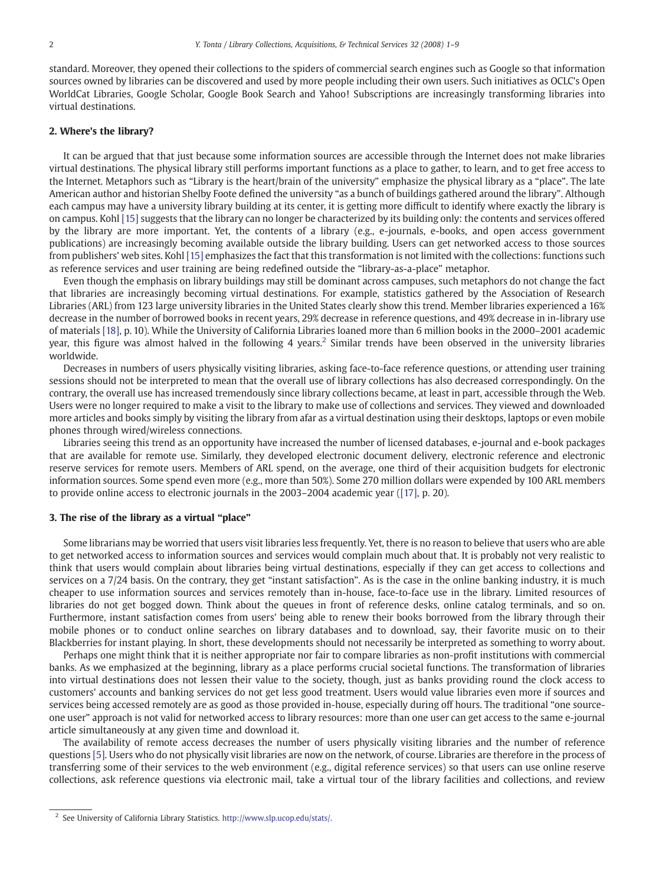standard. Moreover, they opened their collections to the spiders of commercial search engines such as Google so that information sources owned by libraries can be discovered and used by more people including their own users. Such initiatives as OCLC's Open WorldCat Libraries, Google Scholar, Google Book Search and Yahoo! Subscriptions are increasingly transforming libraries into virtual destinations.

## 2. Where's the library?

It can be argued that that just because some information sources are accessible through the Internet does not make libraries virtual destinations. The physical library still performs important functions as a place to gather, to learn, and to get free access to the Internet. Metaphors such as "Library is the heart/brain of the university" emphasize the physical library as a "place". The late American author and historian Shelby Foote defined the university "as a bunch of buildings gathered around the library". Although each campus may have a university library building at its center, it is getting more difficult to identify where exactly the library is on campus. Kohl [15] suggests that the library can no longer be characterized by its building only: the contents and services offered by the library are more important. Yet, the contents of a library (e.g., e-journals, e-books, and open access government publications) are increasingly becoming available outside the library building. Users can get networked access to those sources from publishers' web sites. Kohl [15] emphasizes the fact that this transformation is not limited with the collections: functions such as reference services and user training are being redefined outside the "library-as-a-place" metaphor.

Even though the emphasis on library buildings may still be dominant across campuses, such metaphors do not change the fact that libraries are increasingly becoming virtual destinations. For example, statistics gathered by the Association of Research Libraries (ARL) from 123 large university libraries in the United States clearly show this trend. Member libraries experienced a 16% decrease in the number of borrowed books in recent years, 29% decrease in reference questions, and 49% decrease in in-library use of materials [18], p. 10). While the University of California Libraries loaned more than 6 million books in the 2000–2001 academic year, this figure was almost halved in the following 4 years.[2] Similar trends have been observed in the university libraries worldwide.

Decreases in numbers of users physically visiting libraries, asking face-to-face reference questions, or attending user training sessions should not be interpreted to mean that the overall use of library collections has also decreased correspondingly. On the contrary, the overall use has increased tremendously since library collections became, at least in part, accessible through the Web. Users were no longer required to make a visit to the library to make use of collections and services. They viewed and downloaded more articles and books simply by visiting the library from afar as a virtual destination using their desktops, laptops or even mobile phones through wired/wireless connections.

Libraries seeing this trend as an opportunity have increased the number of licensed databases, e-journal and e-book packages that are available for remote use. Similarly, they developed electronic document delivery, electronic reference and electronic reserve services for remote users. Members of ARL spend, on the average, one third of their acquisition budgets for electronic information sources. Some spend even more (e.g., more than 50%). Some 270 million dollars were expended by 100 ARL members to provide online access to electronic journals in the 2003–2004 academic year ([17], p. 20).

## 3. The rise of the library as a virtual "place"

Some librarians may be worried that users visit libraries less frequently. Yet, there is no reason to believe that users who are able to get networked access to information sources and services would complain much about that. It is probably not very realistic to think that users would complain about libraries being virtual destinations, especially if they can get access to collections and services on a 7/24 basis. On the contrary, they get "instant satisfaction". As is the case in the online banking industry, it is much cheaper to use information sources and services remotely than in-house, face-to-face use in the library. Limited resources of libraries do not get bogged down. Think about the queues in front of reference desks, online catalog terminals, and so on. Furthermore, instant satisfaction comes from users' being able to renew their books borrowed from the library through their mobile phones or to conduct online searches on library databases and to download, say, their favorite music on to their Blackberries for instant playing. In short, these developments should not necessarily be interpreted as something to worry about.

Perhaps one might think that it is neither appropriate nor fair to compare libraries as non-profit institutions with commercial banks. As we emphasized at the beginning, library as a place performs crucial societal functions. The transformation of libraries into virtual destinations does not lessen their value to the society, though, just as banks providing round the clock access to customers' accounts and banking services do not get less good treatment. Users would value libraries even more if sources and services being accessed remotely are as good as those provided in-house, especially during off hours. The traditional "one source-one user" approach is not valid for networked access to library resources: more than one user can get access to the same e-journal article simultaneously at any given time and download it.

The availability of remote access decreases the number of users physically visiting libraries and the number of reference questions [5]. Users who do not physically visit libraries are now on the network, of course. Libraries are therefore in the process of transferring some of their services to the web environment (e.g., digital reference services) so that users can use online reserve collections, ask reference questions via electronic mail, take a virtual tour of the library facilities and collections, and review

[2] See University of California Library Statistics. http://www.slp.ucop.edu/stats/.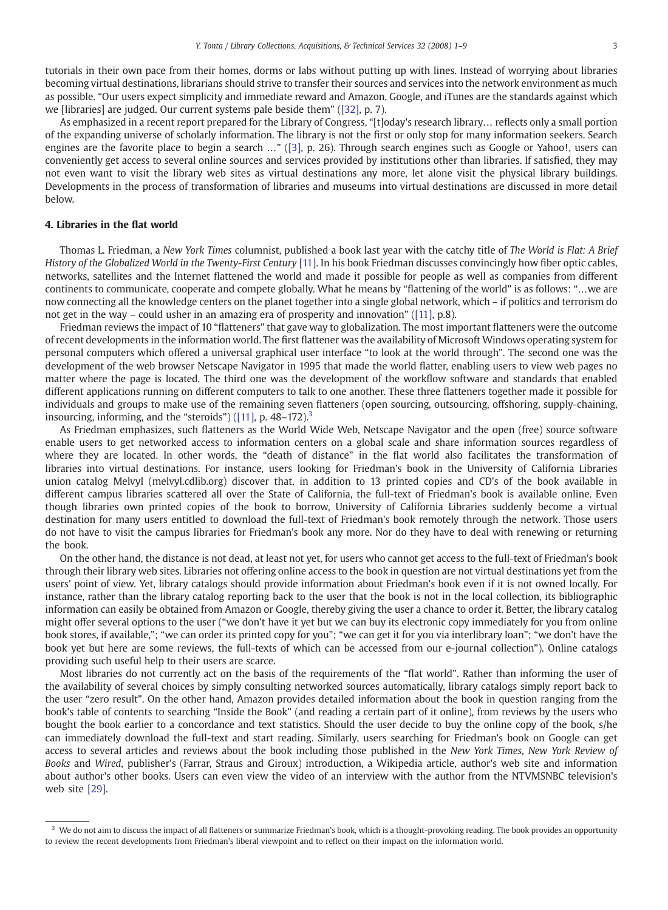tutorials in their own pace from their homes, dorms or labs without putting up with lines. Instead of worrying about libraries becoming virtual destinations, librarians should strive to transfer their sources and services into the network environment as much as possible. “Our users expect simplicity and immediate reward and Amazon, Google, and iTunes are the standards against which we [libraries] are judged. Our current systems pale beside them” ([32], p. 7).

As emphasized in a recent report prepared for the Library of Congress, “[t]oday's research library… reflects only a small portion of the expanding universe of scholarly information. The library is not the first or only stop for many information seekers. Search engines are the favorite place to begin a search …” ([3], p. 26). Through search engines such as Google or Yahoo!, users can conveniently get access to several online sources and services provided by institutions other than libraries. If satisfied, they may not even want to visit the library web sites as virtual destinations any more, let alone visit the physical library buildings. Developments in the process of transformation of libraries and museums into virtual destinations are discussed in more detail below.

## 4. Libraries in the flat world

Thomas L. Friedman, a *New York Times* columnist, published a book last year with the catchy title of *The World is Flat: A Brief History of the Globalized World in the Twenty-First Century* [11]. In his book Friedman discusses convincingly how fiber optic cables, networks, satellites and the Internet flattened the world and made it possible for people as well as companies from different continents to communicate, cooperate and compete globally. What he means by “flattening of the world” is as follows: “…we are now connecting all the knowledge centers on the planet together into a single global network, which – if politics and terrorism do not get in the way – could usher in an amazing era of prosperity and innovation” ([11], p.8).

Friedman reviews the impact of 10 “flatteners” that gave way to globalization. The most important flatteners were the outcome of recent developments in the information world. The first flattener was the availability of Microsoft Windows operating system for personal computers which offered a universal graphical user interface “to look at the world through”. The second one was the development of the web browser Netscape Navigator in 1995 that made the world flatter, enabling users to view web pages no matter where the page is located. The third one was the development of the workflow software and standards that enabled different applications running on different computers to talk to one another. These three flatteners together made it possible for individuals and groups to make use of the remaining seven flatteners (open sourcing, outsourcing, offshoring, supply-chaining, insourcing, informing, and the “steroids”) ([11], p. 48–172).[3]

As Friedman emphasizes, such flatteners as the World Wide Web, Netscape Navigator and the open (free) source software enable users to get networked access to information centers on a global scale and share information sources regardless of where they are located. In other words, the “death of distance” in the flat world also facilitates the transformation of libraries into virtual destinations. For instance, users looking for Friedman's book in the University of California Libraries union catalog Melvyl (melvyl.cdlib.org) discover that, in addition to 13 printed copies and CD's of the book available in different campus libraries scattered all over the State of California, the full-text of Friedman's book is available online. Even though libraries own printed copies of the book to borrow, University of California Libraries suddenly become a virtual destination for many users entitled to download the full-text of Friedman's book remotely through the network. Those users do not have to visit the campus libraries for Friedman's book any more. Nor do they have to deal with renewing or returning the book.

On the other hand, the distance is not dead, at least not yet, for users who cannot get access to the full-text of Friedman's book through their library web sites. Libraries not offering online access to the book in question are not virtual destinations yet from the users' point of view. Yet, library catalogs should provide information about Friedman's book even if it is not owned locally. For instance, rather than the library catalog reporting back to the user that the book is not in the local collection, its bibliographic information can easily be obtained from Amazon or Google, thereby giving the user a chance to order it. Better, the library catalog might offer several options to the user (“we don't have it yet but we can buy its electronic copy immediately for you from online book stores, if available,”; “we can order its printed copy for you”; “we can get it for you via interlibrary loan”; “we don't have the book yet but here are some reviews, the full-texts of which can be accessed from our e-journal collection”). Online catalogs providing such useful help to their users are scarce.

Most libraries do not currently act on the basis of the requirements of the “flat world”. Rather than informing the user of the availability of several choices by simply consulting networked sources automatically, library catalogs simply report back to the user “zero result”. On the other hand, Amazon provides detailed information about the book in question ranging from the book's table of contents to searching “Inside the Book” (and reading a certain part of it online), from reviews by the users who bought the book earlier to a concordance and text statistics. Should the user decide to buy the online copy of the book, s/he can immediately download the full-text and start reading. Similarly, users searching for Friedman's book on Google can get access to several articles and reviews about the book including those published in the *New York Times*, *New York Review of Books* and *Wired*, publisher's (Farrar, Straus and Giroux) introduction, a Wikipedia article, author's web site and information about author's other books. Users can even view the video of an interview with the author from the NTVMSNBC television's web site [29].

---

[3] We do not aim to discuss the impact of all flatteners or summarize Friedman's book, which is a thought-provoking reading. The book provides an opportunity to review the recent developments from Friedman's liberal viewpoint and to reflect on their impact on the information world.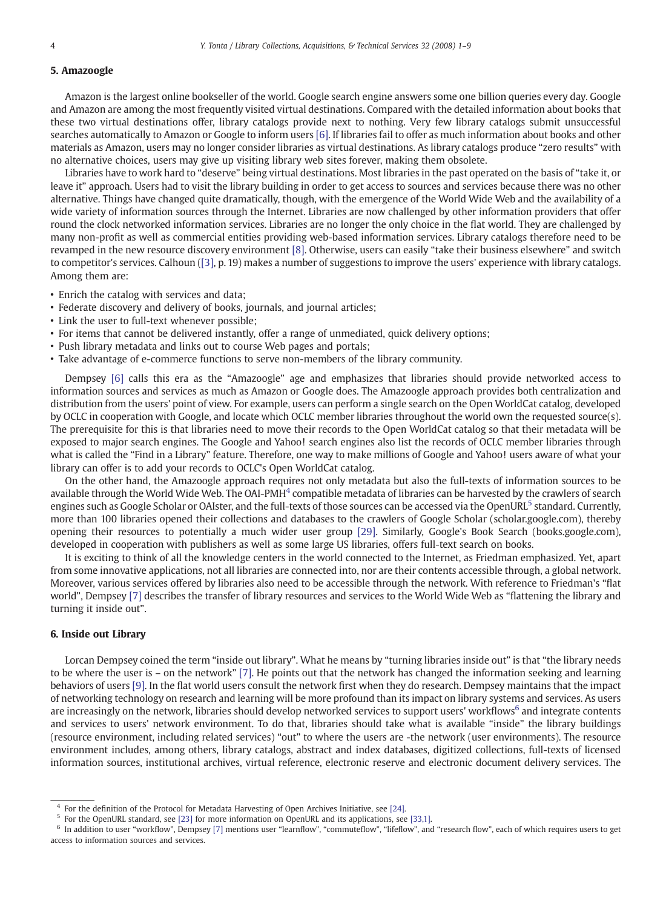## 5. Amazoogle

Amazon is the largest online bookseller of the world. Google search engine answers some one billion queries every day. Google and Amazon are among the most frequently visited virtual destinations. Compared with the detailed information about books that these two virtual destinations offer, library catalogs provide next to nothing. Very few library catalogs submit unsuccessful searches automatically to Amazon or Google to inform users [6]. If libraries fail to offer as much information about books and other materials as Amazon, users may no longer consider libraries as virtual destinations. As library catalogs produce "zero results" with no alternative choices, users may give up visiting library web sites forever, making them obsolete.

Libraries have to work hard to "deserve" being virtual destinations. Most libraries in the past operated on the basis of "take it, or leave it" approach. Users had to visit the library building in order to get access to sources and services because there was no other alternative. Things have changed quite dramatically, though, with the emergence of the World Wide Web and the availability of a wide variety of information sources through the Internet. Libraries are now challenged by other information providers that offer round the clock networked information services. Libraries are no longer the only choice in the flat world. They are challenged by many non-profit as well as commercial entities providing web-based information services. Library catalogs therefore need to be revamped in the new resource discovery environment [8]. Otherwise, users can easily "take their business elsewhere" and switch to competitor's services. Calhoun ([3], p. 19) makes a number of suggestions to improve the users' experience with library catalogs. Among them are:

- Enrich the catalog with services and data;
- Federate discovery and delivery of books, journals, and journal articles;
- Link the user to full-text whenever possible;
- For items that cannot be delivered instantly, offer a range of unmediated, quick delivery options;
- Push library metadata and links out to course Web pages and portals;
- Take advantage of e-commerce functions to serve non-members of the library community.

Dempsey [6] calls this era as the "Amazoogle" age and emphasizes that libraries should provide networked access to information sources and services as much as Amazon or Google does. The Amazoogle approach provides both centralization and distribution from the users' point of view. For example, users can perform a single search on the Open WorldCat catalog, developed by OCLC in cooperation with Google, and locate which OCLC member libraries throughout the world own the requested source(s). The prerequisite for this is that libraries need to move their records to the Open WorldCat catalog so that their metadata will be exposed to major search engines. The Google and Yahoo! search engines also list the records of OCLC member libraries through what is called the "Find in a Library" feature. Therefore, one way to make millions of Google and Yahoo! users aware of what your library can offer is to add your records to OCLC's Open WorldCat catalog.

On the other hand, the Amazoogle approach requires not only metadata but also the full-texts of information sources to be available through the World Wide Web. The OAI-PMH[4] compatible metadata of libraries can be harvested by the crawlers of search engines such as Google Scholar or OAIster, and the full-texts of those sources can be accessed via the OpenURL[5] standard. Currently, more than 100 libraries opened their collections and databases to the crawlers of Google Scholar (scholar.google.com), thereby opening their resources to potentially a much wider user group [29]. Similarly, Google's Book Search (books.google.com), developed in cooperation with publishers as well as some large US libraries, offers full-text search on books.

It is exciting to think of all the knowledge centers in the world connected to the Internet, as Friedman emphasized. Yet, apart from some innovative applications, not all libraries are connected into, nor are their contents accessible through, a global network. Moreover, various services offered by libraries also need to be accessible through the network. With reference to Friedman's "flat world", Dempsey [7] describes the transfer of library resources and services to the World Wide Web as "flattening the library and turning it inside out".

## 6. Inside out Library

Lorcan Dempsey coined the term "inside out library". What he means by "turning libraries inside out" is that "the library needs to be where the user is – on the network" [7]. He points out that the network has changed the information seeking and learning behaviors of users [9]. In the flat world users consult the network first when they do research. Dempsey maintains that the impact of networking technology on research and learning will be more profound than its impact on library systems and services. As users are increasingly on the network, libraries should develop networked services to support users' workflows[6] and integrate contents and services to users' network environment. To do that, libraries should take what is available "inside" the library buildings (resource environment, including related services) "out" to where the users are -the network (user environments). The resource environment includes, among others, library catalogs, abstract and index databases, digitized collections, full-texts of licensed information sources, institutional archives, virtual reference, electronic reserve and electronic document delivery services. The

[4] For the definition of the Protocol for Metadata Harvesting of Open Archives Initiative, see [24].

[5] For the OpenURL standard, see [23] for more information on OpenURL and its applications, see [33,1].

[6] In addition to user "workflow", Dempsey [7] mentions user "learnflow", "commuteflow", "lifeflow", and "research flow", each of which requires users to get access to information sources and services.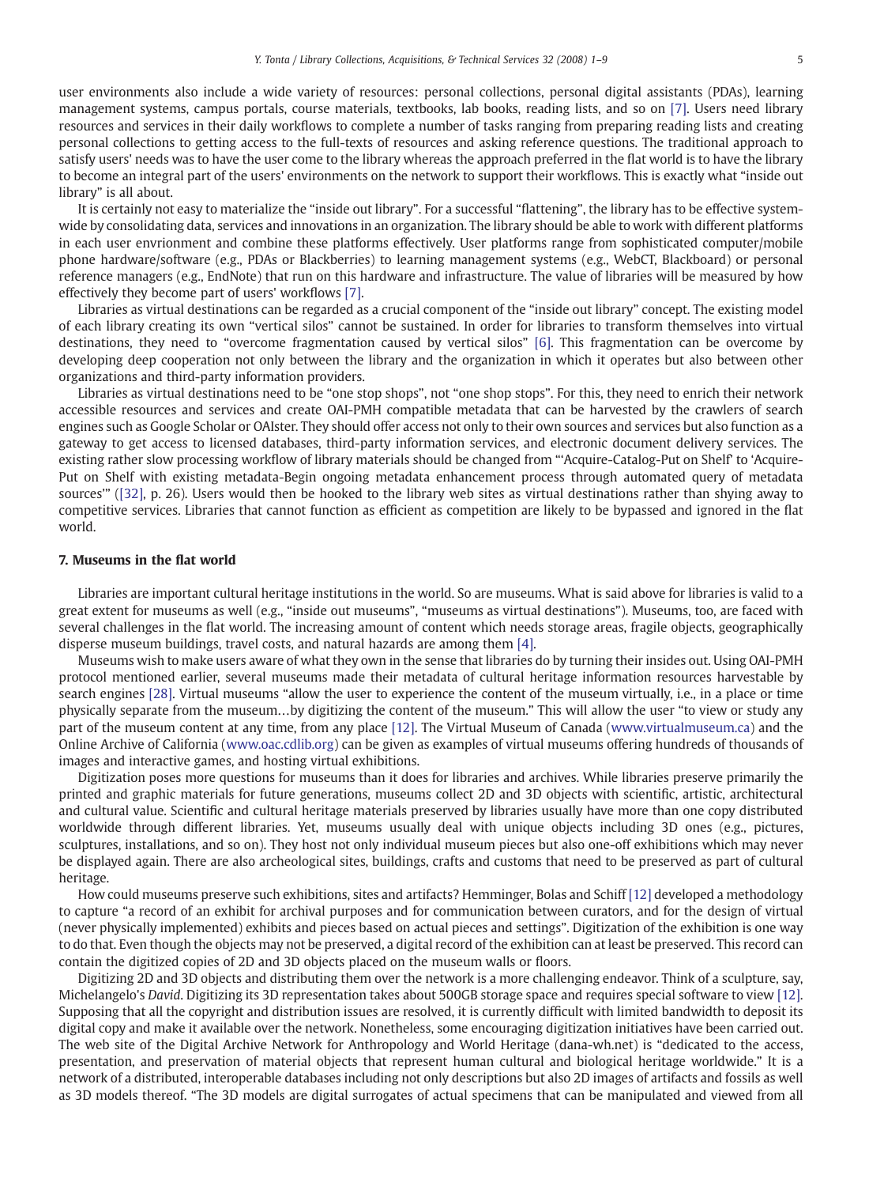user environments also include a wide variety of resources: personal collections, personal digital assistants (PDAs), learning management systems, campus portals, course materials, textbooks, lab books, reading lists, and so on [7]. Users need library resources and services in their daily workflows to complete a number of tasks ranging from preparing reading lists and creating personal collections to getting access to the full-texts of resources and asking reference questions. The traditional approach to satisfy users' needs was to have the user come to the library whereas the approach preferred in the flat world is to have the library to become an integral part of the users' environments on the network to support their workflows. This is exactly what "inside out library" is all about.

It is certainly not easy to materialize the "inside out library". For a successful "flattening", the library has to be effective system-wide by consolidating data, services and innovations in an organization. The library should be able to work with different platforms in each user envrionment and combine these platforms effectively. User platforms range from sophisticated computer/mobile phone hardware/software (e.g., PDAs or Blackberries) to learning management systems (e.g., WebCT, Blackboard) or personal reference managers (e.g., EndNote) that run on this hardware and infrastructure. The value of libraries will be measured by how effectively they become part of users' workflows [7].

Libraries as virtual destinations can be regarded as a crucial component of the "inside out library" concept. The existing model of each library creating its own "vertical silos" cannot be sustained. In order for libraries to transform themselves into virtual destinations, they need to "overcome fragmentation caused by vertical silos" [6]. This fragmentation can be overcome by developing deep cooperation not only between the library and the organization in which it operates but also between other organizations and third-party information providers.

Libraries as virtual destinations need to be "one stop shops", not "one shop stops". For this, they need to enrich their network accessible resources and services and create OAI-PMH compatible metadata that can be harvested by the crawlers of search engines such as Google Scholar or OAIster. They should offer access not only to their own sources and services but also function as a gateway to get access to licensed databases, third-party information services, and electronic document delivery services. The existing rather slow processing workflow of library materials should be changed from "'Acquire-Catalog-Put on Shelf' to 'Acquire-Put on Shelf with existing metadata-Begin ongoing metadata enhancement process through automated query of metadata sources'" ([32], p. 26). Users would then be hooked to the library web sites as virtual destinations rather than shying away to competitive services. Libraries that cannot function as efficient as competition are likely to be bypassed and ignored in the flat world.

## 7. Museums in the flat world

Libraries are important cultural heritage institutions in the world. So are museums. What is said above for libraries is valid to a great extent for museums as well (e.g., "inside out museums", "museums as virtual destinations"). Museums, too, are faced with several challenges in the flat world. The increasing amount of content which needs storage areas, fragile objects, geographically disperse museum buildings, travel costs, and natural hazards are among them [4].

Museums wish to make users aware of what they own in the sense that libraries do by turning their insides out. Using OAI-PMH protocol mentioned earlier, several museums made their metadata of cultural heritage information resources harvestable by search engines [28]. Virtual museums "allow the user to experience the content of the museum virtually, i.e., in a place or time physically separate from the museum…by digitizing the content of the museum." This will allow the user "to view or study any part of the museum content at any time, from any place [12]. The Virtual Museum of Canada (www.virtualmuseum.ca) and the Online Archive of California (www.oac.cdlib.org) can be given as examples of virtual museums offering hundreds of thousands of images and interactive games, and hosting virtual exhibitions.

Digitization poses more questions for museums than it does for libraries and archives. While libraries preserve primarily the printed and graphic materials for future generations, museums collect 2D and 3D objects with scientific, artistic, architectural and cultural value. Scientific and cultural heritage materials preserved by libraries usually have more than one copy distributed worldwide through different libraries. Yet, museums usually deal with unique objects including 3D ones (e.g., pictures, sculptures, installations, and so on). They host not only individual museum pieces but also one-off exhibitions which may never be displayed again. There are also archeological sites, buildings, crafts and customs that need to be preserved as part of cultural heritage.

How could museums preserve such exhibitions, sites and artifacts? Hemminger, Bolas and Schiff [12] developed a methodology to capture "a record of an exhibit for archival purposes and for communication between curators, and for the design of virtual (never physically implemented) exhibits and pieces based on actual pieces and settings". Digitization of the exhibition is one way to do that. Even though the objects may not be preserved, a digital record of the exhibition can at least be preserved. This record can contain the digitized copies of 2D and 3D objects placed on the museum walls or floors.

Digitizing 2D and 3D objects and distributing them over the network is a more challenging endeavor. Think of a sculpture, say, Michelangelo's *David*. Digitizing its 3D representation takes about 500GB storage space and requires special software to view [12]. Supposing that all the copyright and distribution issues are resolved, it is currently difficult with limited bandwidth to deposit its digital copy and make it available over the network. Nonetheless, some encouraging digitization initiatives have been carried out. The web site of the Digital Archive Network for Anthropology and World Heritage (dana-wh.net) is "dedicated to the access, presentation, and preservation of material objects that represent human cultural and biological heritage worldwide." It is a network of a distributed, interoperable databases including not only descriptions but also 2D images of artifacts and fossils as well as 3D models thereof. "The 3D models are digital surrogates of actual specimens that can be manipulated and viewed from all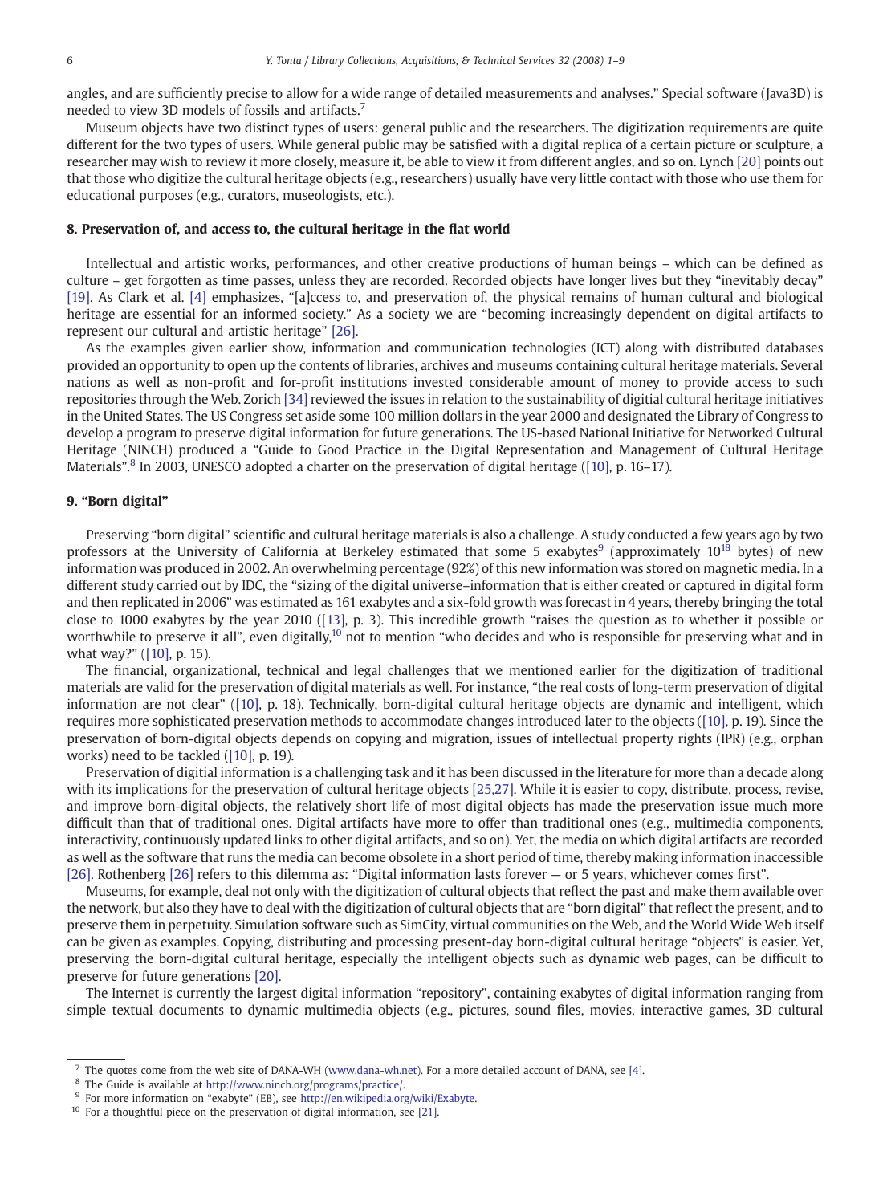angles, and are sufficiently precise to allow for a wide range of detailed measurements and analyses." Special software (Java3D) is needed to view 3D models of fossils and artifacts.[7]

Museum objects have two distinct types of users: general public and the researchers. The digitization requirements are quite different for the two types of users. While general public may be satisfied with a digital replica of a certain picture or sculpture, a researcher may wish to review it more closely, measure it, be able to view it from different angles, and so on. Lynch [20] points out that those who digitize the cultural heritage objects (e.g., researchers) usually have very little contact with those who use them for educational purposes (e.g., curators, museologists, etc.).

## 8. Preservation of, and access to, the cultural heritage in the flat world

Intellectual and artistic works, performances, and other creative productions of human beings – which can be defined as culture – get forgotten as time passes, unless they are recorded. Recorded objects have longer lives but they "inevitably decay" [19]. As Clark et al. [4] emphasizes, "[a]ccess to, and preservation of, the physical remains of human cultural and biological heritage are essential for an informed society." As a society we are "becoming increasingly dependent on digital artifacts to represent our cultural and artistic heritage" [26].

As the examples given earlier show, information and communication technologies (ICT) along with distributed databases provided an opportunity to open up the contents of libraries, archives and museums containing cultural heritage materials. Several nations as well as non-profit and for-profit institutions invested considerable amount of money to provide access to such repositories through the Web. Zorich [34] reviewed the issues in relation to the sustainability of digitial cultural heritage initiatives in the United States. The US Congress set aside some 100 million dollars in the year 2000 and designated the Library of Congress to develop a program to preserve digital information for future generations. The US-based National Initiative for Networked Cultural Heritage (NINCH) produced a "Guide to Good Practice in the Digital Representation and Management of Cultural Heritage Materials".[8] In 2003, UNESCO adopted a charter on the preservation of digital heritage ([10], p. 16–17).

## 9. "Born digital"

Preserving "born digital" scientific and cultural heritage materials is also a challenge. A study conducted a few years ago by two professors at the University of California at Berkeley estimated that some 5 exabytes[9] (approximately $10^{18}$ bytes) of new information was produced in 2002. An overwhelming percentage (92%) of this new information was stored on magnetic media. In a different study carried out by IDC, the "sizing of the digital universe–information that is either created or captured in digital form and then replicated in 2006" was estimated as 161 exabytes and a six-fold growth was forecast in 4 years, thereby bringing the total close to 1000 exabytes by the year 2010 ([13], p. 3). This incredible growth "raises the question as to whether it possible or worthwhile to preserve it all", even digitally,[10] not to mention "who decides and who is responsible for preserving what and in what way?" ([10], p. 15).

The financial, organizational, technical and legal challenges that we mentioned earlier for the digitization of traditional materials are valid for the preservation of digital materials as well. For instance, "the real costs of long-term preservation of digital information are not clear" ([10], p. 18). Technically, born-digital cultural heritage objects are dynamic and intelligent, which requires more sophisticated preservation methods to accommodate changes introduced later to the objects ([10], p. 19). Since the preservation of born-digital objects depends on copying and migration, issues of intellectual property rights (IPR) (e.g., orphan works) need to be tackled ([10], p. 19).

Preservation of digitial information is a challenging task and it has been discussed in the literature for more than a decade along with its implications for the preservation of cultural heritage objects [25,27]. While it is easier to copy, distribute, process, revise, and improve born-digital objects, the relatively short life of most digital objects has made the preservation issue much more difficult than that of traditional ones. Digital artifacts have more to offer than traditional ones (e.g., multimedia components, interactivity, continuously updated links to other digital artifacts, and so on). Yet, the media on which digital artifacts are recorded as well as the software that runs the media can become obsolete in a short period of time, thereby making information inaccessible [26]. Rothenberg [26] refers to this dilemma as: "Digital information lasts forever — or 5 years, whichever comes first".

Museums, for example, deal not only with the digitization of cultural objects that reflect the past and make them available over the network, but also they have to deal with the digitization of cultural objects that are "born digital" that reflect the present, and to preserve them in perpetuity. Simulation software such as SimCity, virtual communities on the Web, and the World Wide Web itself can be given as examples. Copying, distributing and processing present-day born-digital cultural heritage "objects" is easier. Yet, preserving the born-digital cultural heritage, especially the intelligent objects such as dynamic web pages, can be difficult to preserve for future generations [20].

The Internet is currently the largest digital information "repository", containing exabytes of digital information ranging from simple textual documents to dynamic multimedia objects (e.g., pictures, sound files, movies, interactive games, 3D cultural

---

[7] The quotes come from the web site of DANA-WH (www.dana-wh.net). For a more detailed account of DANA, see [4].

[8] The Guide is available at http://www.ninch.org/programs/practice/.

[9] For more information on "exabyte" (EB), see http://en.wikipedia.org/wiki/Exabyte.

[10] For a thoughtful piece on the preservation of digital information, see [21].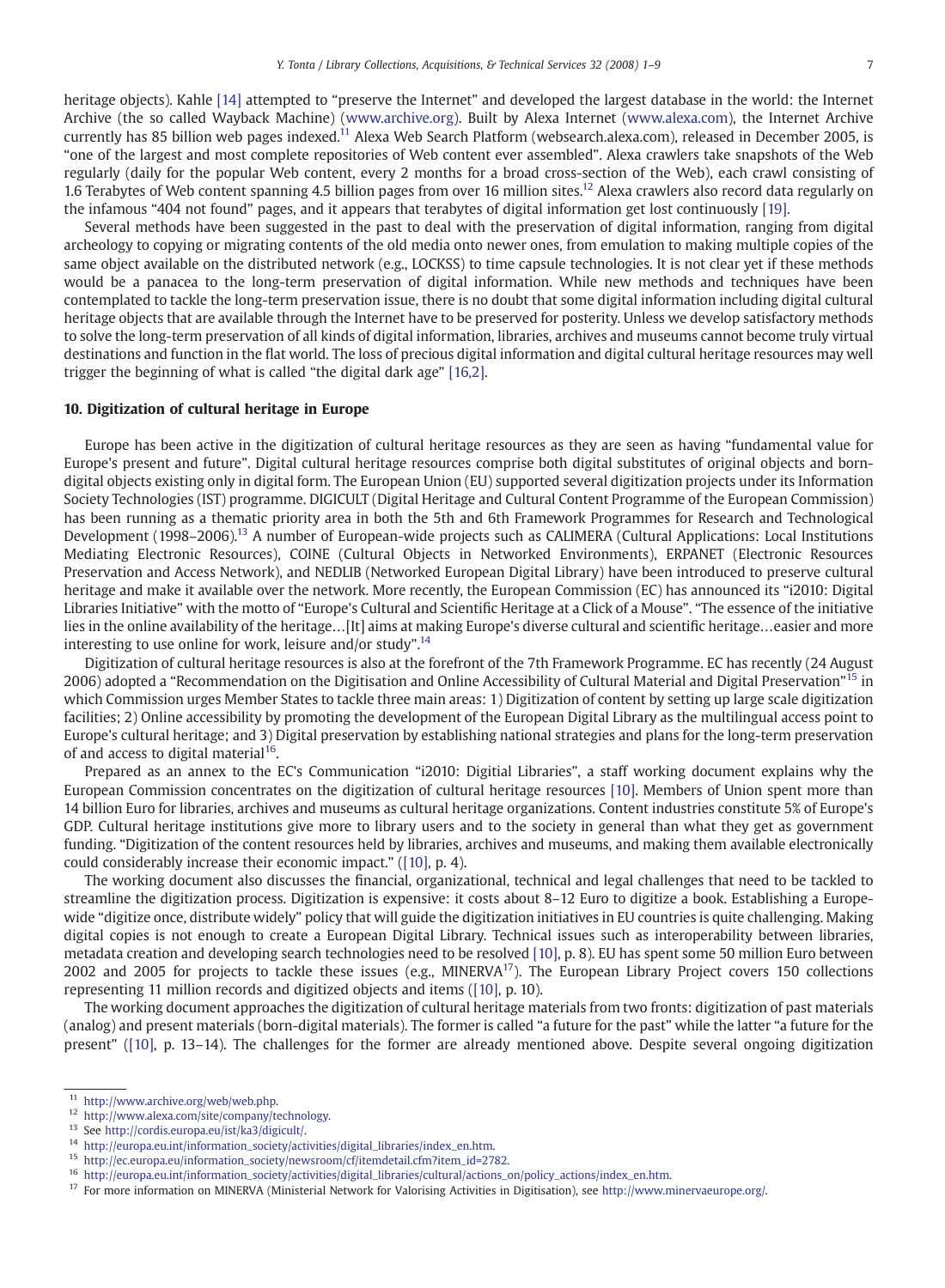heritage objects). Kahle [14] attempted to "preserve the Internet" and developed the largest database in the world: the Internet Archive (the so called Wayback Machine) (www.archive.org). Built by Alexa Internet (www.alexa.com), the Internet Archive currently has 85 billion web pages indexed.[11] Alexa Web Search Platform (websearch.alexa.com), released in December 2005, is "one of the largest and most complete repositories of Web content ever assembled". Alexa crawlers take snapshots of the Web regularly (daily for the popular Web content, every 2 months for a broad cross-section of the Web), each crawl consisting of 1.6 Terabytes of Web content spanning 4.5 billion pages from over 16 million sites.[12] Alexa crawlers also record data regularly on the infamous "404 not found" pages, and it appears that terabytes of digital information get lost continuously [19].

Several methods have been suggested in the past to deal with the preservation of digital information, ranging from digital archeology to copying or migrating contents of the old media onto newer ones, from emulation to making multiple copies of the same object available on the distributed network (e.g., LOCKSS) to time capsule technologies. It is not clear yet if these methods would be a panacea to the long-term preservation of digital information. While new methods and techniques have been contemplated to tackle the long-term preservation issue, there is no doubt that some digital information including digital cultural heritage objects that are available through the Internet have to be preserved for posterity. Unless we develop satisfactory methods to solve the long-term preservation of all kinds of digital information, libraries, archives and museums cannot become truly virtual destinations and function in the flat world. The loss of precious digital information and digital cultural heritage resources may well trigger the beginning of what is called "the digital dark age" [16,2].

## 10. Digitization of cultural heritage in Europe

Europe has been active in the digitization of cultural heritage resources as they are seen as having "fundamental value for Europe's present and future". Digital cultural heritage resources comprise both digital substitutes of original objects and born-digital objects existing only in digital form. The European Union (EU) supported several digitization projects under its Information Society Technologies (IST) programme. DIGICULT (Digital Heritage and Cultural Content Programme of the European Commission) has been running as a thematic priority area in both the 5th and 6th Framework Programmes for Research and Technological Development (1998–2006).[13] A number of European-wide projects such as CALIMERA (Cultural Applications: Local Institutions Mediating Electronic Resources), COINE (Cultural Objects in Networked Environments), ERPANET (Electronic Resources Preservation and Access Network), and NEDLIB (Networked European Digital Library) have been introduced to preserve cultural heritage and make it available over the network. More recently, the European Commission (EC) has announced its "i2010: Digital Libraries Initiative" with the motto of "Europe's Cultural and Scientific Heritage at a Click of a Mouse". "The essence of the initiative lies in the online availability of the heritage…[It] aims at making Europe's diverse cultural and scientific heritage…easier and more interesting to use online for work, leisure and/or study".[14]

Digitization of cultural heritage resources is also at the forefront of the 7th Framework Programme. EC has recently (24 August 2006) adopted a "Recommendation on the Digitisation and Online Accessibility of Cultural Material and Digital Preservation"[15] in which Commission urges Member States to tackle three main areas: 1) Digitization of content by setting up large scale digitization facilities; 2) Online accessibility by promoting the development of the European Digital Library as the multilingual access point to Europe's cultural heritage; and 3) Digital preservation by establishing national strategies and plans for the long-term preservation of and access to digital material[16].

Prepared as an annex to the EC's Communication "i2010: Digitial Libraries", a staff working document explains why the European Commission concentrates on the digitization of cultural heritage resources [10]. Members of Union spent more than 14 billion Euro for libraries, archives and museums as cultural heritage organizations. Content industries constitute 5% of Europe's GDP. Cultural heritage institutions give more to library users and to the society in general than what they get as government funding. "Digitization of the content resources held by libraries, archives and museums, and making them available electronically could considerably increase their economic impact." ([10], p. 4).

The working document also discusses the financial, organizational, technical and legal challenges that need to be tackled to streamline the digitization process. Digitization is expensive: it costs about 8–12 Euro to digitize a book. Establishing a Europe-wide "digitize once, distribute widely" policy that will guide the digitization initiatives in EU countries is quite challenging. Making digital copies is not enough to create a European Digital Library. Technical issues such as interoperability between libraries, metadata creation and developing search technologies need to be resolved [10], p. 8). EU has spent some 50 million Euro between 2002 and 2005 for projects to tackle these issues (e.g., MINERVA[17]). The European Library Project covers 150 collections representing 11 million records and digitized objects and items ([10], p. 10).

The working document approaches the digitization of cultural heritage materials from two fronts: digitization of past materials (analog) and present materials (born-digital materials). The former is called "a future for the past" while the latter "a future for the present" ([10], p. 13–14). The challenges for the former are already mentioned above. Despite several ongoing digitization

---

[11] http://www.archive.org/web/web.php.

[12] http://www.alexa.com/site/company/technology.

[13] See http://cordis.europa.eu/ist/ka3/digicult/.

[14] http://europa.eu.int/information_society/activities/digital_libraries/index_en.htm.

[15] http://ec.europa.eu/information_society/newsroom/cf/itemdetail.cfm?item_id=2782.

[16] http://europa.eu.int/information_society/activities/digital_libraries/cultural/actions_on/policy_actions/index_en.htm.

[17] For more information on MINERVA (Ministerial Network for Valorising Activities in Digitisation), see http://www.minervaeurope.org/.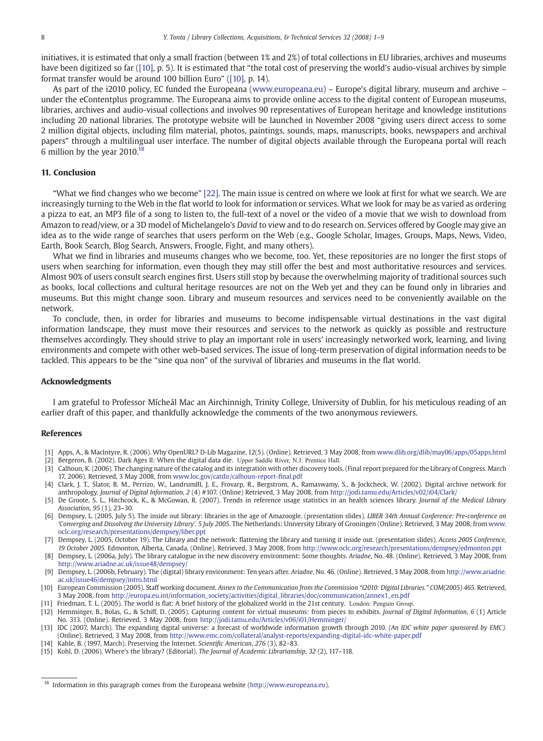initiatives, it is estimated that only a small fraction (between 1% and 2%) of total collections in EU libraries, archives and museums have been digitized so far ([10], p. 5). It is estimated that "the total cost of preserving the world's audio-visual archives by simple format transfer would be around 100 billion Euro" ([10], p. 14).

As part of the i2010 policy, EC funded the Europeana (www.europeana.eu) – Europe's digital library, museum and archive – under the eContentplus programme. The Europeana aims to provide online access to the digital content of European museums, libraries, archives and audio-visual collections and involves 90 representatives of European heritage and knowledge institutions including 20 national libraries. The prototype website will be launched in November 2008 "giving users direct access to some 2 million digital objects, including film material, photos, paintings, sounds, maps, manuscripts, books, newspapers and archival papers" through a multilingual user interface. The number of digital objects available through the Europeana portal will reach 6 million by the year 2010.[18]

## 11. Conclusion

"What we find changes who we become" [22]. The main issue is centred on where we look at first for what we search. We are increasingly turning to the Web in the flat world to look for information or services. What we look for may be as varied as ordering a pizza to eat, an MP3 file of a song to listen to, the full-text of a novel or the video of a movie that we wish to download from Amazon to read/view, or a 3D model of Michelangelo's *David* to view and to do research on. Services offered by Google may give an idea as to the wide range of searches that users perform on the Web (e.g., Google Scholar, Images, Groups, Maps, News, Video, Earth, Book Search, Blog Search, Answers, Froogle, Fight, and many others).

What we find in libraries and museums changes who we become, too. Yet, these repositories are no longer the first stops of users when searching for information, even though they may still offer the best and most authoritative resources and services. Almost 90% of users consult search engines first. Users still stop by because the overwhelming majority of traditional sources such as books, local collections and cultural heritage resources are not on the Web yet and they can be found only in libraries and museums. But this might change soon. Library and museum resources and services need to be conveniently available on the network.

To conclude, then, in order for libraries and museums to become indispensable virtual destinations in the vast digital information landscape, they must move their resources and services to the network as quickly as possible and restructure themselves accordingly. They should strive to play an important role in users' increasingly networked work, learning, and living environments and compete with other web-based services. The issue of long-term preservation of digital information needs to be tackled. This appears to be the "sine qua non" of the survival of libraries and museums in the flat world.

## Acknowledgments

I am grateful to Professor Mícheál Mac an Airchinnigh, Trinity College, University of Dublin, for his meticulous reading of an earlier draft of this paper, and thankfully acknowledge the comments of the two anonymous reviewers.

## References

[1] Apps, A., & MacIntyre, R. (2006). Why OpenURL? D-Lib Magazine, 12(5). (Online). Retrieved, 3 May 2008, from www.dlib.org/dlib/may06/apps/05apps.html

[2] Bergeron, B. (2002). Dark Ages II: When the digital data die. Upper Saddle River, N.J: Prentice Hall.

[3] Calhoun, K. (2006). The changing nature of the catalog and its integration with other discovery tools. (Final report prepared for the Library of Congress. March 17, 2006). Retrieved, 3 May 2008, from www.loc.gov/catdir/calhoun-report-final.pdf

[4] Clark, J. T., Slator, B. M., Perrizo, W., LandrumIII, J. E., Frovarp, R., Bergstrom, A., Ramaswamy, S., & Jockcheck, W. (2002). Digital archive network for anthropology. *Journal of Digital Information*, *2* (4) #107. (Online) Retrieved, 3 May 2008, from http://jodi.tamu.edu/Articles/v02/i04/Clark/

[5] De Groote, S. L., Hitchcock, K., & McGowan, R. (2007). Trends in reference usage statistics in an health sciences library. *Journal of the Medical Library Association*, *95* (1), 23–30.

[6] Dempsey, L. (2005, July 5). The inside out library: libraries in the age of Amazoogle. (presentation slides). *LIBER 34th Annual Conference: Pre-conference on 'Converging and Dissolving the University Library'. 5 July 2005.* The Netherlands: University Library of Groningen (Online). Retrieved, 3 May 2008, from www.oclc.org/research/presentations/dempsey/liber.ppt

[7] Dempsey, L. (2005, October 19). The Library and the network: flattening the library and turning it inside out. (presentation slides). *Access 2005 Conference, 19 October 2005.* Edmonton, Alberta, Canada, (Online). Retrieved, 3 May 2008, from http://www.oclc.org/research/presentations/dempsey/edmonton.ppt

[8] Dempsey, L. (2006a, July). The library catalogue in the new discovery environment: Some thoughts. *Ariadne*, No. 48. (Online). Retrieved, 3 May 2008, from http://www.ariadne.ac.uk/issue48/dempsey/

[9] Dempsey, L. (2006b, February). The (digital) library environment: Ten years after. *Ariadne*, No. 46. (Online). Retrieved, 3 May 2008, from http://www.ariadne.ac.uk/issue46/dempsey/intro.html

[10] European Commission (2005). Staff working document. *Annex to the Communication from the Commission "i2010: Digital Libraries." COM(2005) 465.* Retrieved, 3 May 2008, from http://europa.eu.int/information_society/activities/digital_libraries/doc/communication/annex1_en.pdf

[11] Friedman, T. L. (2005). The world is flat: A brief history of the globalized world in the 21st century. London: Penguin Group.

[12] Hemminger, B., Bolas, G., & Schiff, D. (2005). Capturing content for virtual museums: from pieces to exhibits. *Journal of Digital Information*, *6* (1) Article No. 313. (Online). Retrieved, 3 May 2008, from http://jodi.tamu.edu/Articles/v06/i01/Hemminger/

[13] IDC (2007, March). The expanding digital universe: a forecast of worldwide information growth through 2010. *(An IDC white paper sponsored by EMC).* (Online). Retrieved, 3 May 2008, from http://www.emc.com/collateral/analyst-reports/expanding-digital-idc-white-paper.pdf

[14] Kahle, B. (1997, March). Preserving the Internet. *Scientific American*, *276* (3), 82–83.

[15] Kohl, D. (2006). Where's the library? (Editorial). *The Journal of Academic Librarianship*, *32* (2), 117–118.

[18] Information in this paragraph comes from the Europeana website (http://www.europeana.eu).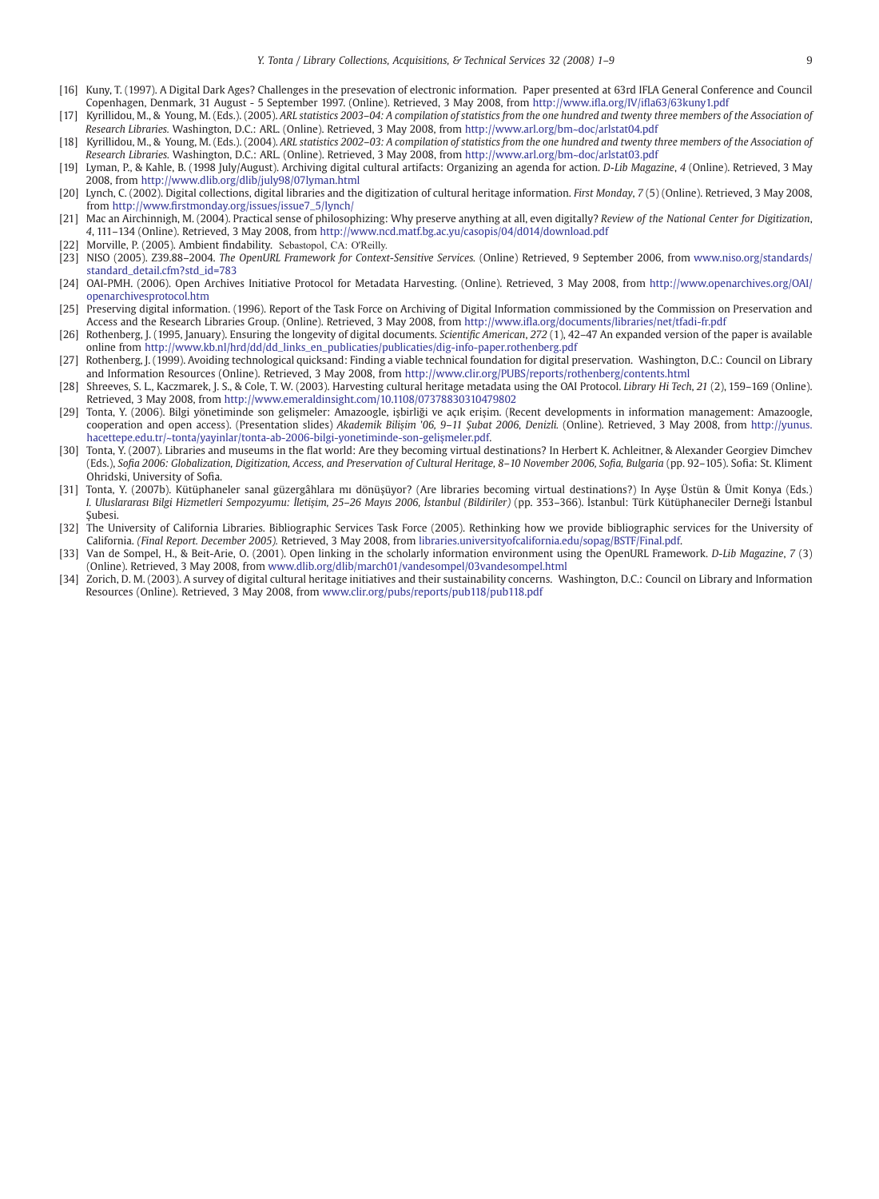[16] Kuny, T. (1997). A Digital Dark Ages? Challenges in the presevation of electronic information. Paper presented at 63rd IFLA General Conference and Council Copenhagen, Denmark, 31 August - 5 September 1997. (Online). Retrieved, 3 May 2008, from http://www.ifla.org/IV/ifla63/63kuny1.pdf

[17] Kyrillidou, M., & Young, M. (Eds.). (2005). *ARL statistics 2003–04: A compilation of statistics from the one hundred and twenty three members of the Association of Research Libraries.* Washington, D.C.: ARL. (Online). Retrieved, 3 May 2008, from http://www.arl.org/bm~doc/arlstat04.pdf

[18] Kyrillidou, M., & Young, M. (Eds.). (2004). *ARL statistics 2002–03: A compilation of statistics from the one hundred and twenty three members of the Association of Research Libraries.* Washington, D.C.: ARL. (Online). Retrieved, 3 May 2008, from http://www.arl.org/bm~doc/arlstat03.pdf

[19] Lyman, P., & Kahle, B. (1998 July/August). Archiving digital cultural artifacts: Organizing an agenda for action. *D-Lib Magazine*, *4* (Online). Retrieved, 3 May 2008, from http://www.dlib.org/dlib/july98/07lyman.html

[20] Lynch, C. (2002). Digital collections, digital libraries and the digitization of cultural heritage information. *First Monday*, *7* (5) (Online). Retrieved, 3 May 2008, from http://www.firstmonday.org/issues/issue7_5/lynch/

[21] Mac an Airchinnigh, M. (2004). Practical sense of philosophizing: Why preserve anything at all, even digitally? *Review of the National Center for Digitization*, *4*, 111–134 (Online). Retrieved, 3 May 2008, from http://www.ncd.matf.bg.ac.yu/casopis/04/d014/download.pdf

[22] Morville, P. (2005). Ambient findability. Sebastopol, CA: O'Reilly.

[23] NISO (2005). Z39.88–2004. *The OpenURL Framework for Context-Sensitive Services.* (Online) Retrieved, 9 September 2006, from www.niso.org/standards/standard_detail.cfm?std_id=783

[24] OAI-PMH. (2006). Open Archives Initiative Protocol for Metadata Harvesting. (Online). Retrieved, 3 May 2008, from http://www.openarchives.org/OAI/openarchivesprotocol.htm

[25] Preserving digital information. (1996). Report of the Task Force on Archiving of Digital Information commissioned by the Commission on Preservation and Access and the Research Libraries Group. (Online). Retrieved, 3 May 2008, from http://www.ifla.org/documents/libraries/net/tfadi-fr.pdf

[26] Rothenberg, J. (1995, January). Ensuring the longevity of digital documents. *Scientific American*, *272* (1), 42–47 An expanded version of the paper is available online from http://www.kb.nl/hrd/dd/dd_links_en_publicaties/publicaties/dig-info-paper.rothenberg.pdf

[27] Rothenberg, J. (1999). Avoiding technological quicksand: Finding a viable technical foundation for digital preservation. Washington, D.C.: Council on Library and Information Resources (Online). Retrieved, 3 May 2008, from http://www.clir.org/PUBS/reports/rothenberg/contents.html

[28] Shreeves, S. L., Kaczmarek, J. S., & Cole, T. W. (2003). Harvesting cultural heritage metadata using the OAI Protocol. *Library Hi Tech*, *21* (2), 159–169 (Online). Retrieved, 3 May 2008, from http://www.emeraldinsight.com/10.1108/07378830310479802

[29] Tonta, Y. (2006). Bilgi yönetiminde son gelişmeler: Amazoogle, işbirliği ve açık erişim. (Recent developments in information management: Amazoogle, cooperation and open access). (Presentation slides) *Akademik Bilişim '06, 9–11 Şubat 2006, Denizli.* (Online). Retrieved, 3 May 2008, from http://yunus.hacettepe.edu.tr/~tonta/yayinlar/tonta-ab-2006-bilgi-yonetiminde-son-gelişmeler.pdf.

[30] Tonta, Y. (2007). Libraries and museums in the flat world: Are they becoming virtual destinations? In Herbert K. Achleitner, & Alexander Georgiev Dimchev (Eds.), *Sofia 2006: Globalization, Digitization, Access, and Preservation of Cultural Heritage, 8–10 November 2006, Sofia, Bulgaria* (pp. 92–105). Sofia: St. Kliment Ohridski, University of Sofia.

[31] Tonta, Y. (2007b). Kütüphaneler sanal güzergâhlara mı dönüşüyor? (Are libraries becoming virtual destinations?) In Ayşe Üstün & Ümit Konya (Eds.) *I. Uluslararası Bilgi Hizmetleri Sempozyumu: İletişim, 25–26 Mayıs 2006, İstanbul (Bildiriler)* (pp. 353–366). İstanbul: Türk Kütüphaneciler Derneği İstanbul Şubesi.

[32] The University of California Libraries. Bibliographic Services Task Force (2005). Rethinking how we provide bibliographic services for the University of California. *(Final Report. December 2005).* Retrieved, 3 May 2008, from libraries.universityofcalifornia.edu/sopag/BSTF/Final.pdf.

[33] Van de Sompel, H., & Beit-Arie, O. (2001). Open linking in the scholarly information environment using the OpenURL Framework. *D-Lib Magazine*, *7* (3) (Online). Retrieved, 3 May 2008, from www.dlib.org/dlib/march01/vandesompel/03vandesompel.html

[34] Zorich, D. M. (2003). A survey of digital cultural heritage initiatives and their sustainability concerns. Washington, D.C.: Council on Library and Information Resources (Online). Retrieved, 3 May 2008, from www.clir.org/pubs/reports/pub118/pub118.pdf